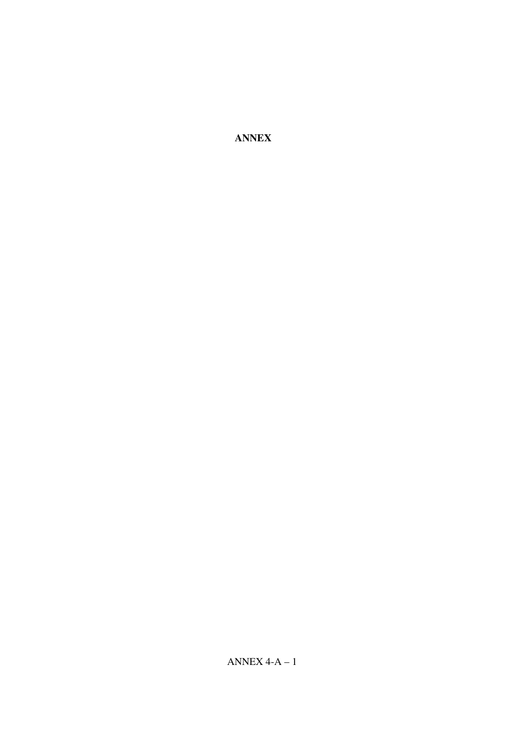# ANNEX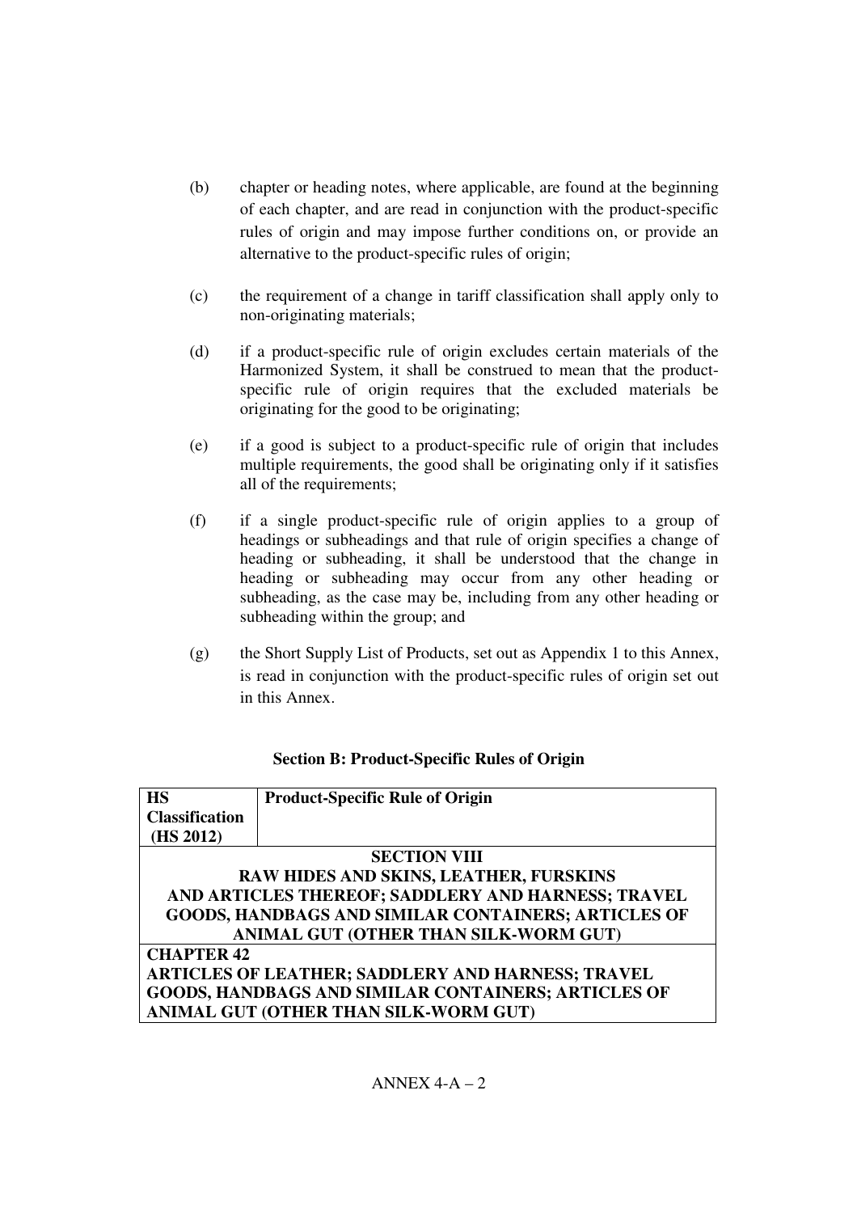(b) chapter or heading notes, where applicable, are found at the beginning of each chapter, and are read in conjunction with the product-specific rules of origin and may impose further conditions on, or provide an alternative to the product-specific rules of origin;

(c) the requirement of a change in tariff classification shall apply only to non-originating materials;

(d) if a product-specific rule of origin excludes certain materials of the Harmonized System, it shall be construed to mean that the product-specific rule of origin requires that the excluded materials be originating for the good to be originating;

(e) if a good is subject to a product-specific rule of origin that includes multiple requirements, the good shall be originating only if it satisfies all of the requirements;

(f) if a single product-specific rule of origin applies to a group of headings or subheadings and that rule of origin specifies a change of heading or subheading, it shall be understood that the change in heading or subheading may occur from any other heading or subheading, as the case may be, including from any other heading or subheading within the group; and

(g) the Short Supply List of Products, set out as Appendix 1 to this Annex, is read in conjunction with the product-specific rules of origin set out in this Annex.

**Section B: Product-Specific Rules of Origin**

| **HS Classification (HS 2012)** | **Product-Specific Rule of Origin** |
|---|---|
| **SECTION VIII RAW HIDES AND SKINS, LEATHER, FURSKINS AND ARTICLES THEREOF; SADDLERY AND HARNESS; TRAVEL GOODS, HANDBAGS AND SIMILAR CONTAINERS; ARTICLES OF ANIMAL GUT (OTHER THAN SILK-WORM GUT)** | |
| **CHAPTER 42 ARTICLES OF LEATHER; SADDLERY AND HARNESS; TRAVEL GOODS, HANDBAGS AND SIMILAR CONTAINERS; ARTICLES OF ANIMAL GUT (OTHER THAN SILK-WORM GUT)** | |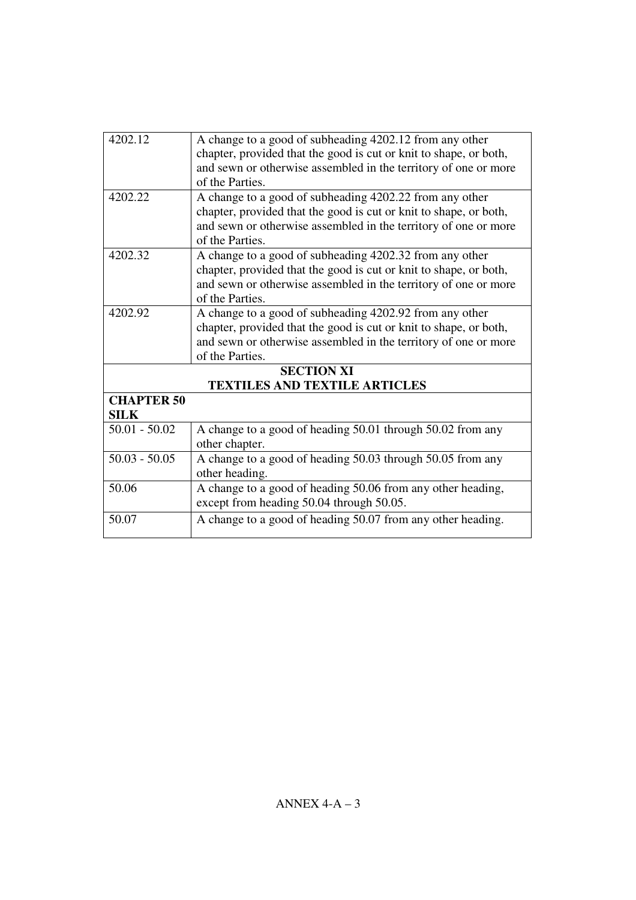| | |
|---|---|
| 4202.12 | A change to a good of subheading 4202.12 from any other chapter, provided that the good is cut or knit to shape, or both, and sewn or otherwise assembled in the territory of one or more of the Parties. |
| 4202.22 | A change to a good of subheading 4202.22 from any other chapter, provided that the good is cut or knit to shape, or both, and sewn or otherwise assembled in the territory of one or more of the Parties. |
| 4202.32 | A change to a good of subheading 4202.32 from any other chapter, provided that the good is cut or knit to shape, or both, and sewn or otherwise assembled in the territory of one or more of the Parties. |
| 4202.92 | A change to a good of subheading 4202.92 from any other chapter, provided that the good is cut or knit to shape, or both, and sewn or otherwise assembled in the territory of one or more of the Parties. |
| **SECTION XI TEXTILES AND TEXTILE ARTICLES** | |
| **CHAPTER 50 SILK** | |
| 50.01 - 50.02 | A change to a good of heading 50.01 through 50.02 from any other chapter. |
| 50.03 - 50.05 | A change to a good of heading 50.03 through 50.05 from any other heading. |
| 50.06 | A change to a good of heading 50.06 from any other heading, except from heading 50.04 through 50.05. |
| 50.07 | A change to a good of heading 50.07 from any other heading. |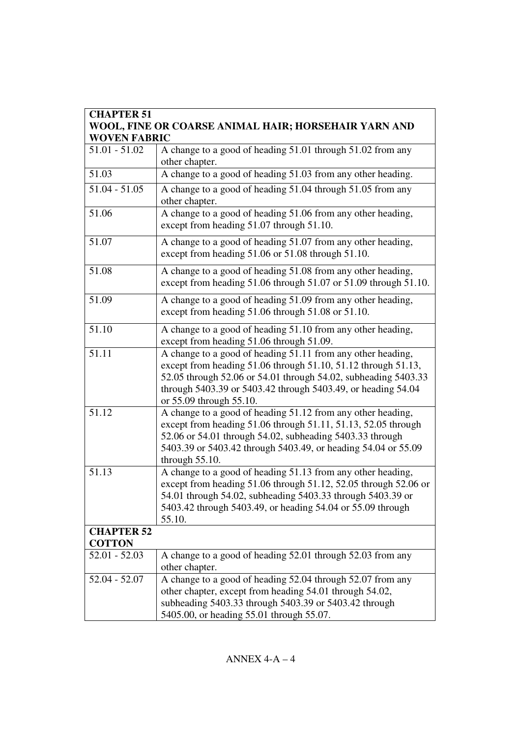| CHAPTER 51<br>WOOL, FINE OR COARSE ANIMAL HAIR; HORSEHAIR YARN AND WOVEN FABRIC | |
|---|---|
| 51.01 - 51.02 | A change to a good of heading 51.01 through 51.02 from any other chapter. |
| 51.03 | A change to a good of heading 51.03 from any other heading. |
| 51.04 - 51.05 | A change to a good of heading 51.04 through 51.05 from any other chapter. |
| 51.06 | A change to a good of heading 51.06 from any other heading, except from heading 51.07 through 51.10. |
| 51.07 | A change to a good of heading 51.07 from any other heading, except from heading 51.06 or 51.08 through 51.10. |
| 51.08 | A change to a good of heading 51.08 from any other heading, except from heading 51.06 through 51.07 or 51.09 through 51.10. |
| 51.09 | A change to a good of heading 51.09 from any other heading, except from heading 51.06 through 51.08 or 51.10. |
| 51.10 | A change to a good of heading 51.10 from any other heading, except from heading 51.06 through 51.09. |
| 51.11 | A change to a good of heading 51.11 from any other heading, except from heading 51.06 through 51.10, 51.12 through 51.13, 52.05 through 52.06 or 54.01 through 54.02, subheading 5403.33 through 5403.39 or 5403.42 through 5403.49, or heading 54.04 or 55.09 through 55.10. |
| 51.12 | A change to a good of heading 51.12 from any other heading, except from heading 51.06 through 51.11, 51.13, 52.05 through 52.06 or 54.01 through 54.02, subheading 5403.33 through 5403.39 or 5403.42 through 5403.49, or heading 54.04 or 55.09 through 55.10. |
| 51.13 | A change to a good of heading 51.13 from any other heading, except from heading 51.06 through 51.12, 52.05 through 52.06 or 54.01 through 54.02, subheading 5403.33 through 5403.39 or 5403.42 through 5403.49, or heading 54.04 or 55.09 through 55.10. |
| **CHAPTER 52**<br>**COTTON** | |
| 52.01 - 52.03 | A change to a good of heading 52.01 through 52.03 from any other chapter. |
| 52.04 - 52.07 | A change to a good of heading 52.04 through 52.07 from any other chapter, except from heading 54.01 through 54.02, subheading 5403.33 through 5403.39 or 5403.42 through 5405.00, or heading 55.01 through 55.07. |

ANNEX 4-A – 4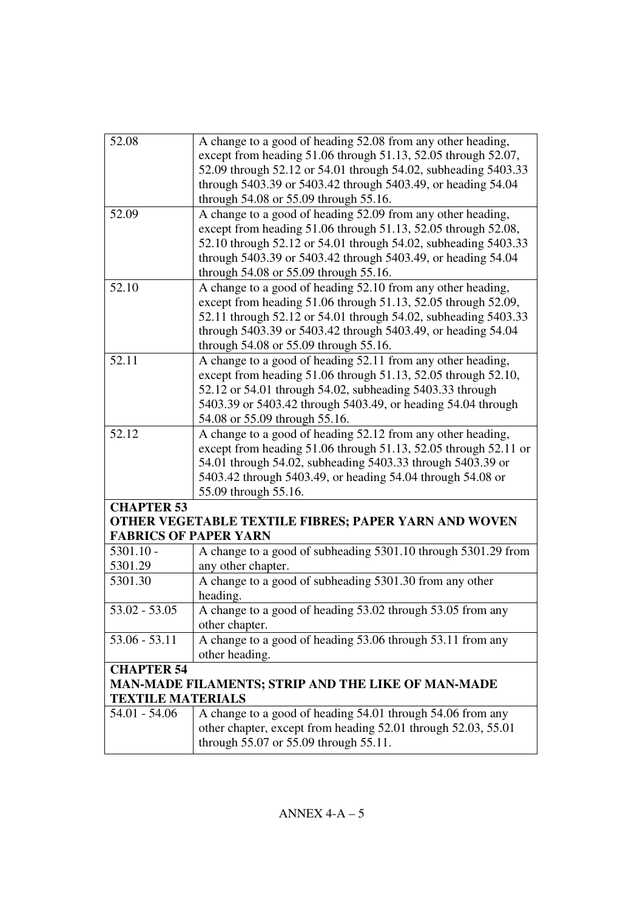| | |
|---|---|
| 52.08 | A change to a good of heading 52.08 from any other heading, except from heading 51.06 through 51.13, 52.05 through 52.07, 52.09 through 52.12 or 54.01 through 54.02, subheading 5403.33 through 5403.39 or 5403.42 through 5403.49, or heading 54.04 through 54.08 or 55.09 through 55.16. |
| 52.09 | A change to a good of heading 52.09 from any other heading, except from heading 51.06 through 51.13, 52.05 through 52.08, 52.10 through 52.12 or 54.01 through 54.02, subheading 5403.33 through 5403.39 or 5403.42 through 5403.49, or heading 54.04 through 54.08 or 55.09 through 55.16. |
| 52.10 | A change to a good of heading 52.10 from any other heading, except from heading 51.06 through 51.13, 52.05 through 52.09, 52.11 through 52.12 or 54.01 through 54.02, subheading 5403.33 through 5403.39 or 5403.42 through 5403.49, or heading 54.04 through 54.08 or 55.09 through 55.16. |
| 52.11 | A change to a good of heading 52.11 from any other heading, except from heading 51.06 through 51.13, 52.05 through 52.10, 52.12 or 54.01 through 54.02, subheading 5403.33 through 5403.39 or 5403.42 through 5403.49, or heading 54.04 through 54.08 or 55.09 through 55.16. |
| 52.12 | A change to a good of heading 52.12 from any other heading, except from heading 51.06 through 51.13, 52.05 through 52.11 or 54.01 through 54.02, subheading 5403.33 through 5403.39 or 5403.42 through 5403.49, or heading 54.04 through 54.08 or 55.09 through 55.16. |
| **CHAPTER 53**<br>**OTHER VEGETABLE TEXTILE FIBRES; PAPER YARN AND WOVEN FABRICS OF PAPER YARN** | |
| 5301.10 - 5301.29 | A change to a good of subheading 5301.10 through 5301.29 from any other chapter. |
| 5301.30 | A change to a good of subheading 5301.30 from any other heading. |
| 53.02 - 53.05 | A change to a good of heading 53.02 through 53.05 from any other chapter. |
| 53.06 - 53.11 | A change to a good of heading 53.06 through 53.11 from any other heading. |
| **CHAPTER 54**<br>**MAN-MADE FILAMENTS; STRIP AND THE LIKE OF MAN-MADE TEXTILE MATERIALS** | |
| 54.01 - 54.06 | A change to a good of heading 54.01 through 54.06 from any other chapter, except from heading 52.01 through 52.03, 55.01 through 55.07 or 55.09 through 55.11. |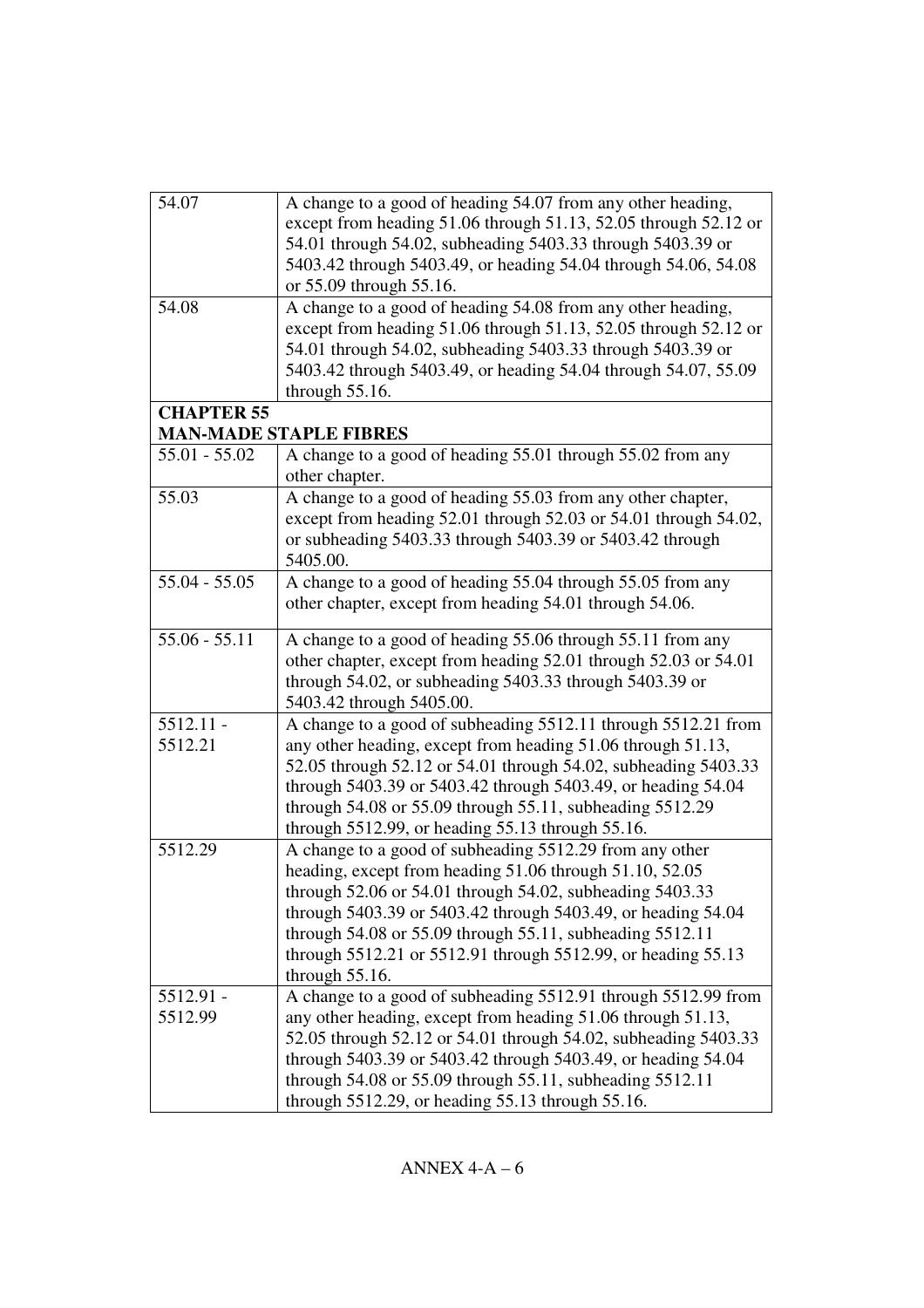| | |
|---|---|
| 54.07 | A change to a good of heading 54.07 from any other heading, except from heading 51.06 through 51.13, 52.05 through 52.12 or 54.01 through 54.02, subheading 5403.33 through 5403.39 or 5403.42 through 5403.49, or heading 54.04 through 54.06, 54.08 or 55.09 through 55.16. |
| 54.08 | A change to a good of heading 54.08 from any other heading, except from heading 51.06 through 51.13, 52.05 through 52.12 or 54.01 through 54.02, subheading 5403.33 through 5403.39 or 5403.42 through 5403.49, or heading 54.04 through 54.07, 55.09 through 55.16. |
| **CHAPTER 55**<br>**MAN-MADE STAPLE FIBRES** | |
| 55.01 - 55.02 | A change to a good of heading 55.01 through 55.02 from any other chapter. |
| 55.03 | A change to a good of heading 55.03 from any other chapter, except from heading 52.01 through 52.03 or 54.01 through 54.02, or subheading 5403.33 through 5403.39 or 5403.42 through 5405.00. |
| 55.04 - 55.05 | A change to a good of heading 55.04 through 55.05 from any other chapter, except from heading 54.01 through 54.06. |
| 55.06 - 55.11 | A change to a good of heading 55.06 through 55.11 from any other chapter, except from heading 52.01 through 52.03 or 54.01 through 54.02, or subheading 5403.33 through 5403.39 or 5403.42 through 5405.00. |
| 5512.11 - 5512.21 | A change to a good of subheading 5512.11 through 5512.21 from any other heading, except from heading 51.06 through 51.13, 52.05 through 52.12 or 54.01 through 54.02, subheading 5403.33 through 5403.39 or 5403.42 through 5403.49, or heading 54.04 through 54.08 or 55.09 through 55.11, subheading 5512.29 through 5512.99, or heading 55.13 through 55.16. |
| 5512.29 | A change to a good of subheading 5512.29 from any other heading, except from heading 51.06 through 51.10, 52.05 through 52.06 or 54.01 through 54.02, subheading 5403.33 through 5403.39 or 5403.42 through 5403.49, or heading 54.04 through 54.08 or 55.09 through 55.11, subheading 5512.11 through 5512.21 or 5512.91 through 5512.99, or heading 55.13 through 55.16. |
| 5512.91 - 5512.99 | A change to a good of subheading 5512.91 through 5512.99 from any other heading, except from heading 51.06 through 51.13, 52.05 through 52.12 or 54.01 through 54.02, subheading 5403.33 through 5403.39 or 5403.42 through 5403.49, or heading 54.04 through 54.08 or 55.09 through 55.11, subheading 5512.11 through 5512.29, or heading 55.13 through 55.16. |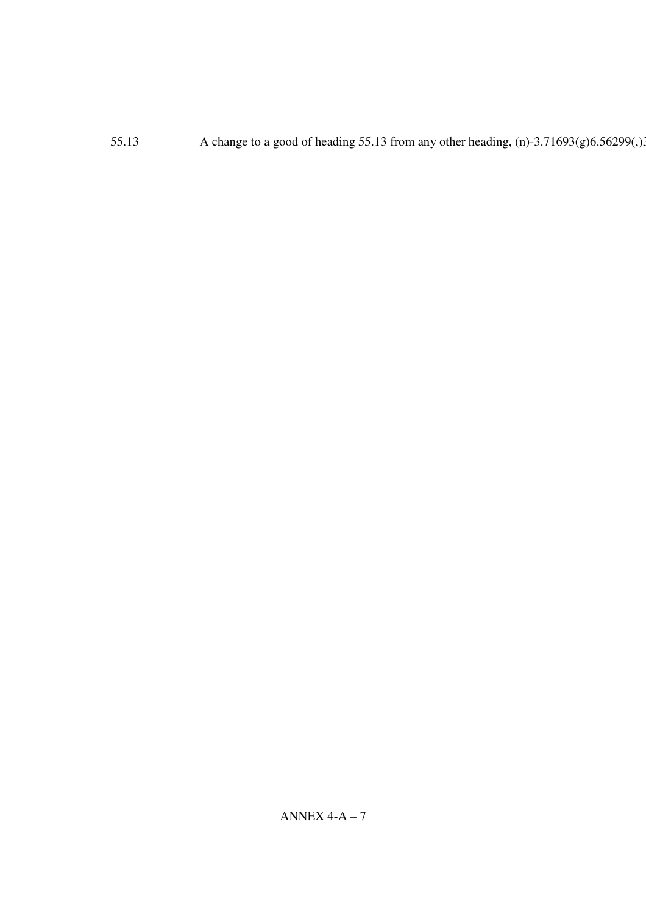| | |
|---|---|
| 55.13 | A change to a good of heading 55.13 from any other heading, (n)-3.71693(g)6.56299(,)3 |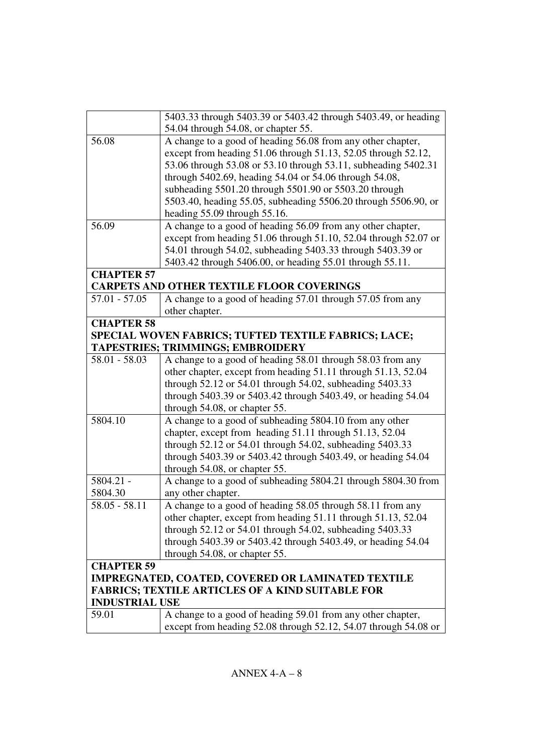| | |
|---|---|
| | 5403.33 through 5403.39 or 5403.42 through 5403.49, or heading 54.04 through 54.08, or chapter 55. |
| 56.08 | A change to a good of heading 56.08 from any other chapter, except from heading 51.06 through 51.13, 52.05 through 52.12, 53.06 through 53.08 or 53.10 through 53.11, subheading 5402.31 through 5402.69, heading 54.04 or 54.06 through 54.08, subheading 5501.20 through 5501.90 or 5503.20 through 5503.40, heading 55.05, subheading 5506.20 through 5506.90, or heading 55.09 through 55.16. |
| 56.09 | A change to a good of heading 56.09 from any other chapter, except from heading 51.06 through 51.10, 52.04 through 52.07 or 54.01 through 54.02, subheading 5403.33 through 5403.39 or 5403.42 through 5406.00, or heading 55.01 through 55.11. |
| **CHAPTER 57** **CARPETS AND OTHER TEXTILE FLOOR COVERINGS** | |
| 57.01 - 57.05 | A change to a good of heading 57.01 through 57.05 from any other chapter. |
| **CHAPTER 58** **SPECIAL WOVEN FABRICS; TUFTED TEXTILE FABRICS; LACE; TAPESTRIES; TRIMMINGS; EMBROIDERY** | |
| 58.01 - 58.03 | A change to a good of heading 58.01 through 58.03 from any other chapter, except from heading 51.11 through 51.13, 52.04 through 52.12 or 54.01 through 54.02, subheading 5403.33 through 5403.39 or 5403.42 through 5403.49, or heading 54.04 through 54.08, or chapter 55. |
| 5804.10 | A change to a good of subheading 5804.10 from any other chapter, except from heading 51.11 through 51.13, 52.04 through 52.12 or 54.01 through 54.02, subheading 5403.33 through 5403.39 or 5403.42 through 5403.49, or heading 54.04 through 54.08, or chapter 55. |
| 5804.21 - 5804.30 | A change to a good of subheading 5804.21 through 5804.30 from any other chapter. |
| 58.05 - 58.11 | A change to a good of heading 58.05 through 58.11 from any other chapter, except from heading 51.11 through 51.13, 52.04 through 52.12 or 54.01 through 54.02, subheading 5403.33 through 5403.39 or 5403.42 through 5403.49, or heading 54.04 through 54.08, or chapter 55. |
| **CHAPTER 59** **IMPREGNATED, COATED, COVERED OR LAMINATED TEXTILE FABRICS; TEXTILE ARTICLES OF A KIND SUITABLE FOR INDUSTRIAL USE** | |
| 59.01 | A change to a good of heading 59.01 from any other chapter, except from heading 52.08 through 52.12, 54.07 through 54.08 or |

ANNEX 4-A – 8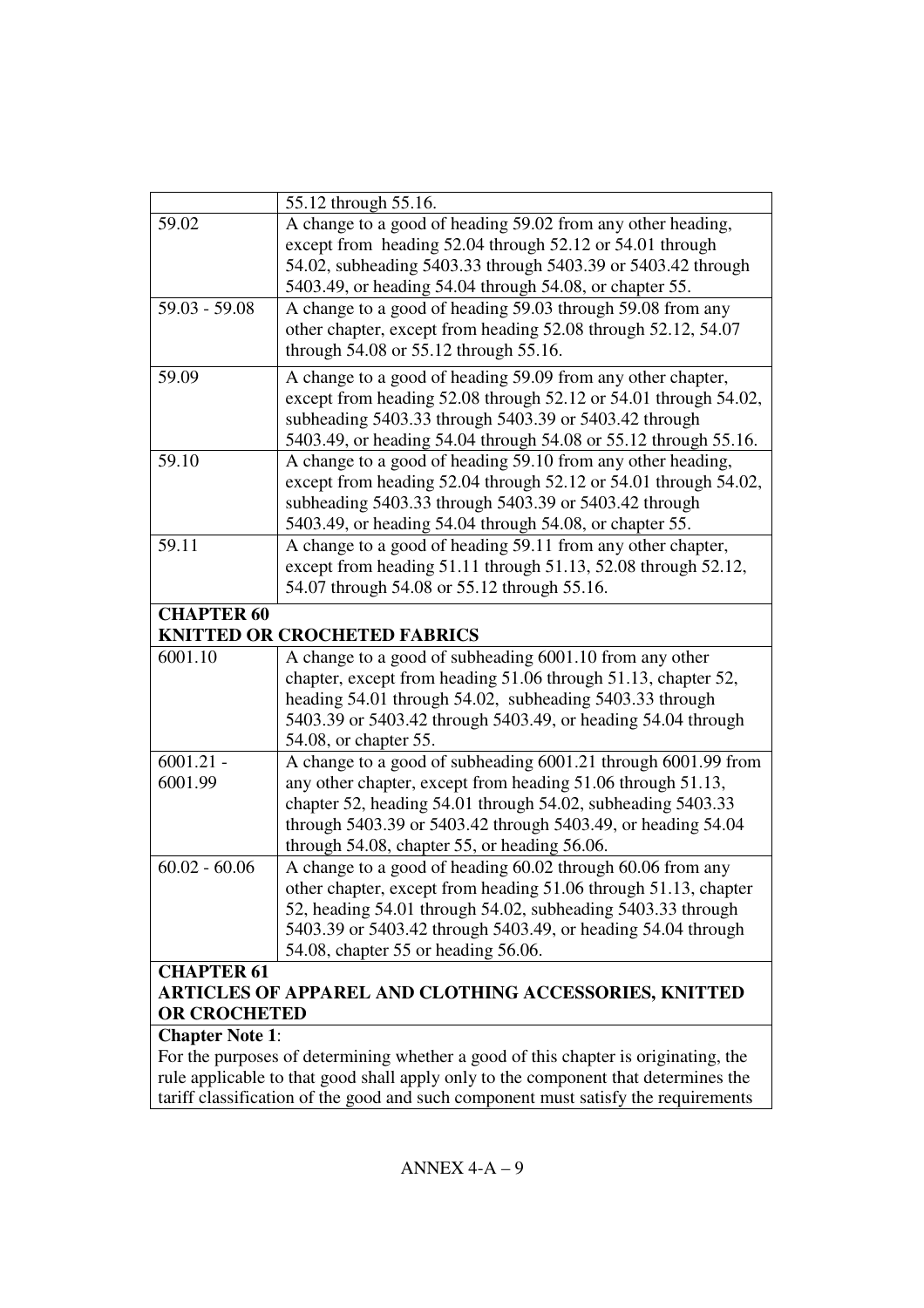| | |
|---|---|
| | 55.12 through 55.16. |
| 59.02 | A change to a good of heading 59.02 from any other heading, except from heading 52.04 through 52.12 or 54.01 through 54.02, subheading 5403.33 through 5403.39 or 5403.42 through 5403.49, or heading 54.04 through 54.08, or chapter 55. |
| 59.03 - 59.08 | A change to a good of heading 59.03 through 59.08 from any other chapter, except from heading 52.08 through 52.12, 54.07 through 54.08 or 55.12 through 55.16. |
| 59.09 | A change to a good of heading 59.09 from any other chapter, except from heading 52.08 through 52.12 or 54.01 through 54.02, subheading 5403.33 through 5403.39 or 5403.42 through 5403.49, or heading 54.04 through 54.08 or 55.12 through 55.16. |
| 59.10 | A change to a good of heading 59.10 from any other heading, except from heading 52.04 through 52.12 or 54.01 through 54.02, subheading 5403.33 through 5403.39 or 5403.42 through 5403.49, or heading 54.04 through 54.08, or chapter 55. |
| 59.11 | A change to a good of heading 59.11 from any other chapter, except from heading 51.11 through 51.13, 52.08 through 52.12, 54.07 through 54.08 or 55.12 through 55.16. |
| **CHAPTER 60<br>KNITTED OR CROCHETED FABRICS** | |
| 6001.10 | A change to a good of subheading 6001.10 from any other chapter, except from heading 51.06 through 51.13, chapter 52, heading 54.01 through 54.02, subheading 5403.33 through 5403.39 or 5403.42 through 5403.49, or heading 54.04 through 54.08, or chapter 55. |
| 6001.21 - 6001.99 | A change to a good of subheading 6001.21 through 6001.99 from any other chapter, except from heading 51.06 through 51.13, chapter 52, heading 54.01 through 54.02, subheading 5403.33 through 5403.39 or 5403.42 through 5403.49, or heading 54.04 through 54.08, chapter 55, or heading 56.06. |
| 60.02 - 60.06 | A change to a good of heading 60.02 through 60.06 from any other chapter, except from heading 51.06 through 51.13, chapter 52, heading 54.01 through 54.02, subheading 5403.33 through 5403.39 or 5403.42 through 5403.49, or heading 54.04 through 54.08, chapter 55 or heading 56.06. |
| **CHAPTER 61<br>ARTICLES OF APPAREL AND CLOTHING ACCESSORIES, KNITTED OR CROCHETED** | |
| **Chapter Note 1**:<br>For the purposes of determining whether a good of this chapter is originating, the rule applicable to that good shall apply only to the component that determines the tariff classification of the good and such component must satisfy the requirements | |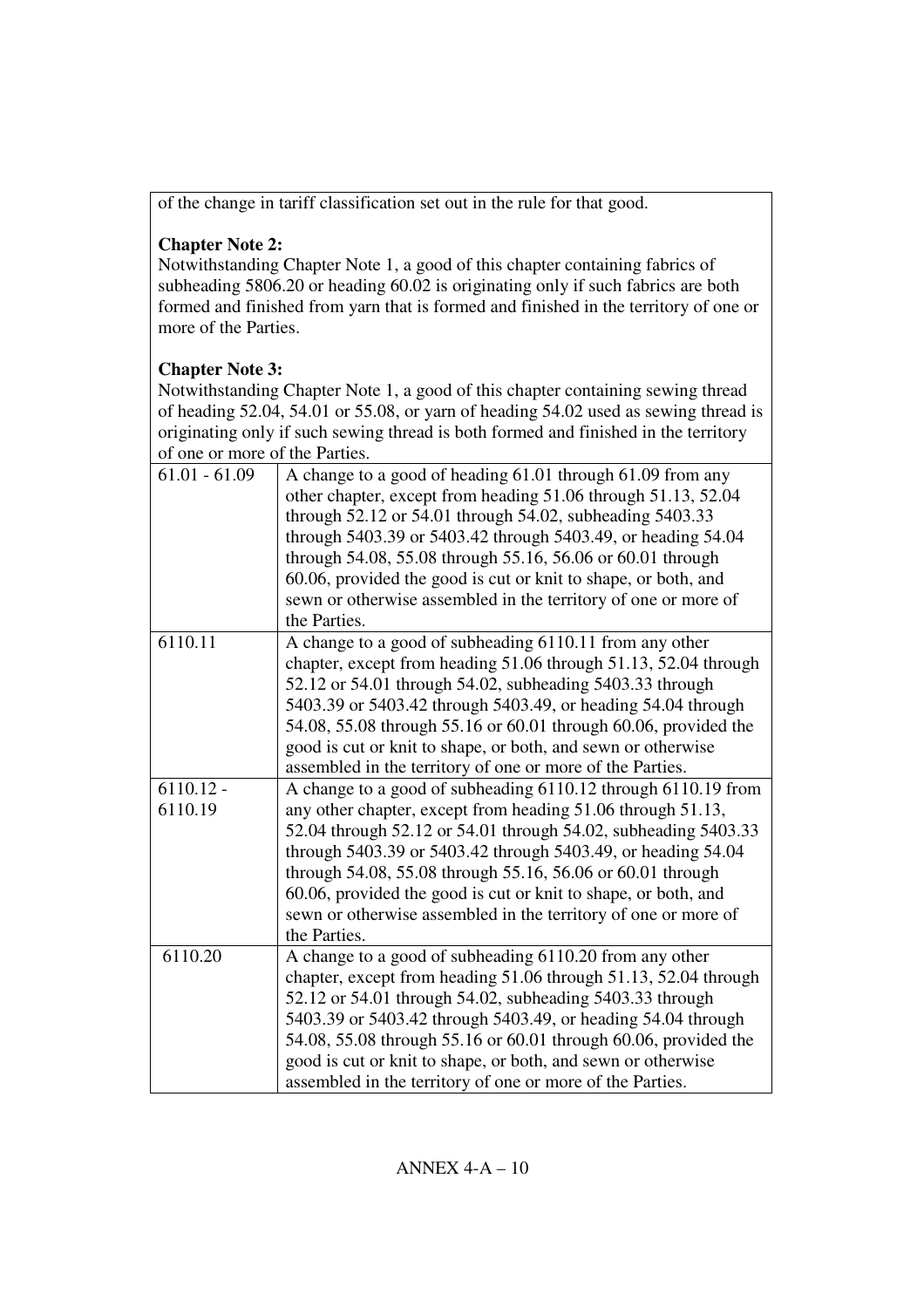of the change in tariff classification set out in the rule for that good.

**Chapter Note 2:**
Notwithstanding Chapter Note 1, a good of this chapter containing fabrics of subheading 5806.20 or heading 60.02 is originating only if such fabrics are both formed and finished from yarn that is formed and finished in the territory of one or more of the Parties.

**Chapter Note 3:**
Notwithstanding Chapter Note 1, a good of this chapter containing sewing thread of heading 52.04, 54.01 or 55.08, or yarn of heading 54.02 used as sewing thread is originating only if such sewing thread is both formed and finished in the territory of one or more of the Parties.

| | |
|---|---|
| 61.01 - 61.09 | A change to a good of heading 61.01 through 61.09 from any other chapter, except from heading 51.06 through 51.13, 52.04 through 52.12 or 54.01 through 54.02, subheading 5403.33 through 5403.39 or 5403.42 through 5403.49, or heading 54.04 through 54.08, 55.08 through 55.16, 56.06 or 60.01 through 60.06, provided the good is cut or knit to shape, or both, and sewn or otherwise assembled in the territory of one or more of the Parties. |
| 6110.11 | A change to a good of subheading 6110.11 from any other chapter, except from heading 51.06 through 51.13, 52.04 through 52.12 or 54.01 through 54.02, subheading 5403.33 through 5403.39 or 5403.42 through 5403.49, or heading 54.04 through 54.08, 55.08 through 55.16 or 60.01 through 60.06, provided the good is cut or knit to shape, or both, and sewn or otherwise assembled in the territory of one or more of the Parties. |
| 6110.12 - 6110.19 | A change to a good of subheading 6110.12 through 6110.19 from any other chapter, except from heading 51.06 through 51.13, 52.04 through 52.12 or 54.01 through 54.02, subheading 5403.33 through 5403.39 or 5403.42 through 5403.49, or heading 54.04 through 54.08, 55.08 through 55.16, 56.06 or 60.01 through 60.06, provided the good is cut or knit to shape, or both, and sewn or otherwise assembled in the territory of one or more of the Parties. |
| 6110.20 | A change to a good of subheading 6110.20 from any other chapter, except from heading 51.06 through 51.13, 52.04 through 52.12 or 54.01 through 54.02, subheading 5403.33 through 5403.39 or 5403.42 through 5403.49, or heading 54.04 through 54.08, 55.08 through 55.16 or 60.01 through 60.06, provided the good is cut or knit to shape, or both, and sewn or otherwise assembled in the territory of one or more of the Parties. |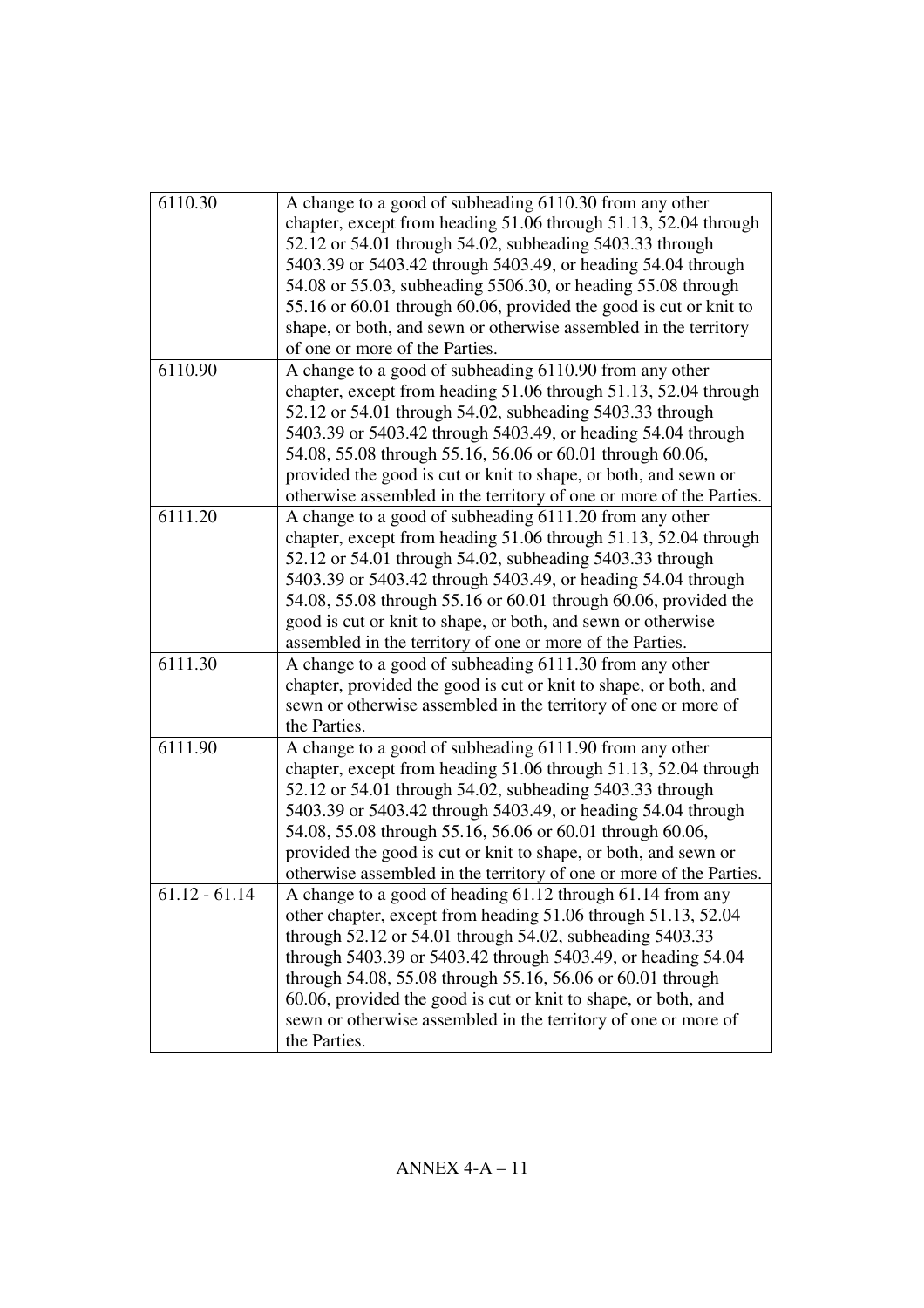| | |
|---|---|
| 6110.30 | A change to a good of subheading 6110.30 from any other chapter, except from heading 51.06 through 51.13, 52.04 through 52.12 or 54.01 through 54.02, subheading 5403.33 through 5403.39 or 5403.42 through 5403.49, or heading 54.04 through 54.08 or 55.03, subheading 5506.30, or heading 55.08 through 55.16 or 60.01 through 60.06, provided the good is cut or knit to shape, or both, and sewn or otherwise assembled in the territory of one or more of the Parties. |
| 6110.90 | A change to a good of subheading 6110.90 from any other chapter, except from heading 51.06 through 51.13, 52.04 through 52.12 or 54.01 through 54.02, subheading 5403.33 through 5403.39 or 5403.42 through 5403.49, or heading 54.04 through 54.08, 55.08 through 55.16, 56.06 or 60.01 through 60.06, provided the good is cut or knit to shape, or both, and sewn or otherwise assembled in the territory of one or more of the Parties. |
| 6111.20 | A change to a good of subheading 6111.20 from any other chapter, except from heading 51.06 through 51.13, 52.04 through 52.12 or 54.01 through 54.02, subheading 5403.33 through 5403.39 or 5403.42 through 5403.49, or heading 54.04 through 54.08, 55.08 through 55.16 or 60.01 through 60.06, provided the good is cut or knit to shape, or both, and sewn or otherwise assembled in the territory of one or more of the Parties. |
| 6111.30 | A change to a good of subheading 6111.30 from any other chapter, provided the good is cut or knit to shape, or both, and sewn or otherwise assembled in the territory of one or more of the Parties. |
| 6111.90 | A change to a good of subheading 6111.90 from any other chapter, except from heading 51.06 through 51.13, 52.04 through 52.12 or 54.01 through 54.02, subheading 5403.33 through 5403.39 or 5403.42 through 5403.49, or heading 54.04 through 54.08, 55.08 through 55.16, 56.06 or 60.01 through 60.06, provided the good is cut or knit to shape, or both, and sewn or otherwise assembled in the territory of one or more of the Parties. |
| 61.12 - 61.14 | A change to a good of heading 61.12 through 61.14 from any other chapter, except from heading 51.06 through 51.13, 52.04 through 52.12 or 54.01 through 54.02, subheading 5403.33 through 5403.39 or 5403.42 through 5403.49, or heading 54.04 through 54.08, 55.08 through 55.16, 56.06 or 60.01 through 60.06, provided the good is cut or knit to shape, or both, and sewn or otherwise assembled in the territory of one or more of the Parties. |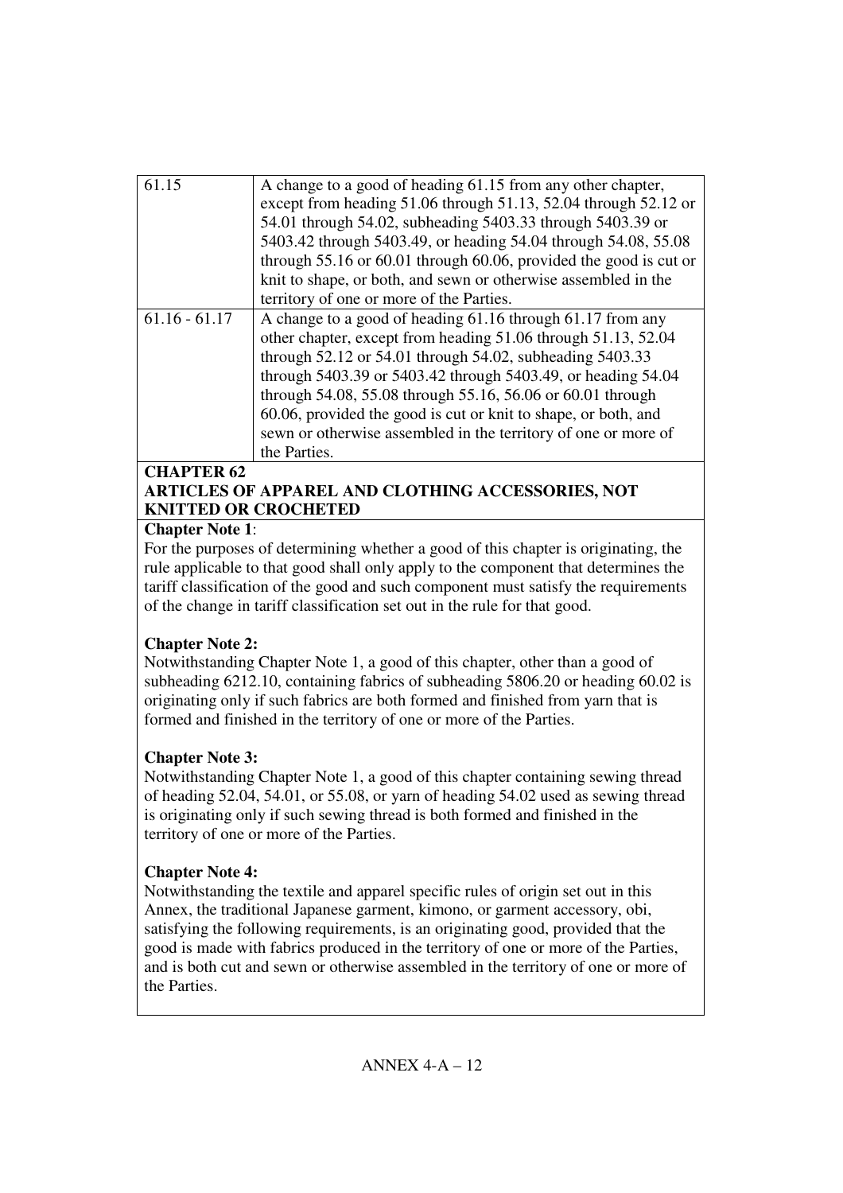| | |
|---|---|
| 61.15 | A change to a good of heading 61.15 from any other chapter, except from heading 51.06 through 51.13, 52.04 through 52.12 or 54.01 through 54.02, subheading 5403.33 through 5403.39 or 5403.42 through 5403.49, or heading 54.04 through 54.08, 55.08 through 55.16 or 60.01 through 60.06, provided the good is cut or knit to shape, or both, and sewn or otherwise assembled in the territory of one or more of the Parties. |
| 61.16 - 61.17 | A change to a good of heading 61.16 through 61.17 from any other chapter, except from heading 51.06 through 51.13, 52.04 through 52.12 or 54.01 through 54.02, subheading 5403.33 through 5403.39 or 5403.42 through 5403.49, or heading 54.04 through 54.08, 55.08 through 55.16, 56.06 or 60.01 through 60.06, provided the good is cut or knit to shape, or both, and sewn or otherwise assembled in the territory of one or more of the Parties. |

**CHAPTER 62**
**ARTICLES OF APPAREL AND CLOTHING ACCESSORIES, NOT KNITTED OR CROCHETED**

**Chapter Note 1**:
For the purposes of determining whether a good of this chapter is originating, the rule applicable to that good shall only apply to the component that determines the tariff classification of the good and such component must satisfy the requirements of the change in tariff classification set out in the rule for that good.

**Chapter Note 2:**
Notwithstanding Chapter Note 1, a good of this chapter, other than a good of subheading 6212.10, containing fabrics of subheading 5806.20 or heading 60.02 is originating only if such fabrics are both formed and finished from yarn that is formed and finished in the territory of one or more of the Parties.

**Chapter Note 3:**
Notwithstanding Chapter Note 1, a good of this chapter containing sewing thread of heading 52.04, 54.01, or 55.08, or yarn of heading 54.02 used as sewing thread is originating only if such sewing thread is both formed and finished in the territory of one or more of the Parties.

**Chapter Note 4:**
Notwithstanding the textile and apparel specific rules of origin set out in this Annex, the traditional Japanese garment, kimono, or garment accessory, obi, satisfying the following requirements, is an originating good, provided that the good is made with fabrics produced in the territory of one or more of the Parties, and is both cut and sewn or otherwise assembled in the territory of one or more of the Parties.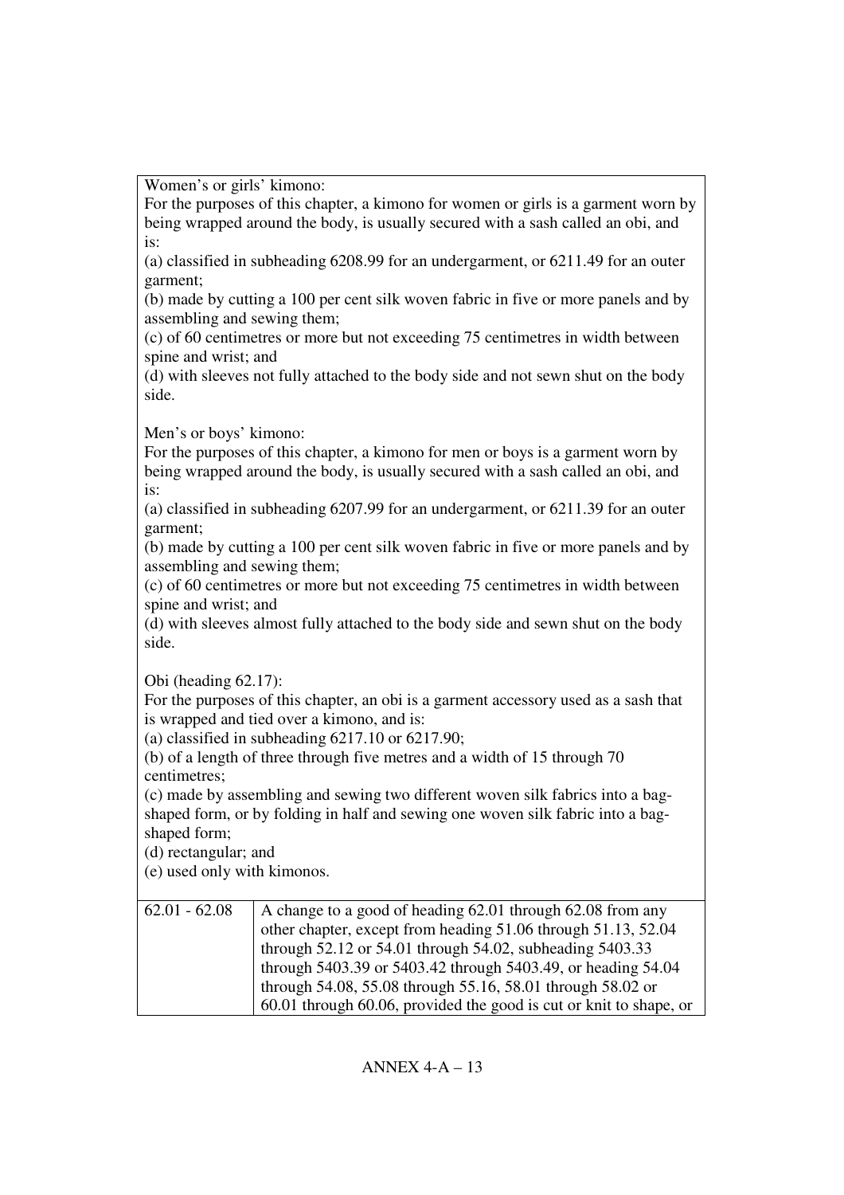Women's or girls' kimono:
For the purposes of this chapter, a kimono for women or girls is a garment worn by being wrapped around the body, is usually secured with a sash called an obi, and is:
(a) classified in subheading 6208.99 for an undergarment, or 6211.49 for an outer garment;
(b) made by cutting a 100 per cent silk woven fabric in five or more panels and by assembling and sewing them;
(c) of 60 centimetres or more but not exceeding 75 centimetres in width between spine and wrist; and
(d) with sleeves not fully attached to the body side and not sewn shut on the body side.

Men's or boys' kimono:
For the purposes of this chapter, a kimono for men or boys is a garment worn by being wrapped around the body, is usually secured with a sash called an obi, and is:
(a) classified in subheading 6207.99 for an undergarment, or 6211.39 for an outer garment;
(b) made by cutting a 100 per cent silk woven fabric in five or more panels and by assembling and sewing them;
(c) of 60 centimetres or more but not exceeding 75 centimetres in width between spine and wrist; and
(d) with sleeves almost fully attached to the body side and sewn shut on the body side.

Obi (heading 62.17):
For the purposes of this chapter, an obi is a garment accessory used as a sash that is wrapped and tied over a kimono, and is:
(a) classified in subheading 6217.10 or 6217.90;
(b) of a length of three through five metres and a width of 15 through 70 centimetres;
(c) made by assembling and sewing two different woven silk fabrics into a bag-shaped form, or by folding in half and sewing one woven silk fabric into a bag-shaped form;
(d) rectangular; and
(e) used only with kimonos.

| | |
|---|---|
| 62.01 - 62.08 | A change to a good of heading 62.01 through 62.08 from any other chapter, except from heading 51.06 through 51.13, 52.04 through 52.12 or 54.01 through 54.02, subheading 5403.33 through 5403.39 or 5403.42 through 5403.49, or heading 54.04 through 54.08, 55.08 through 55.16, 58.01 through 58.02 or 60.01 through 60.06, provided the good is cut or knit to shape, or |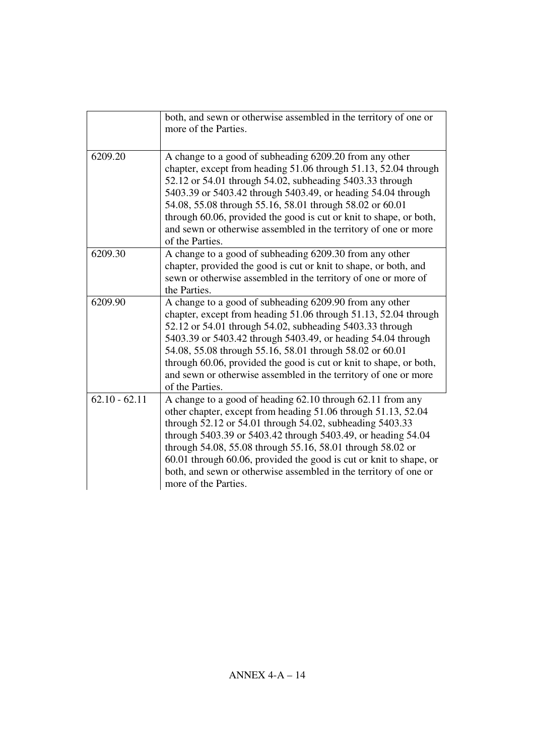| | |
|---|---|
| | both, and sewn or otherwise assembled in the territory of one or more of the Parties. |
| 6209.20 | A change to a good of subheading 6209.20 from any other chapter, except from heading 51.06 through 51.13, 52.04 through 52.12 or 54.01 through 54.02, subheading 5403.33 through 5403.39 or 5403.42 through 5403.49, or heading 54.04 through 54.08, 55.08 through 55.16, 58.01 through 58.02 or 60.01 through 60.06, provided the good is cut or knit to shape, or both, and sewn or otherwise assembled in the territory of one or more of the Parties. |
| 6209.30 | A change to a good of subheading 6209.30 from any other chapter, provided the good is cut or knit to shape, or both, and sewn or otherwise assembled in the territory of one or more of the Parties. |
| 6209.90 | A change to a good of subheading 6209.90 from any other chapter, except from heading 51.06 through 51.13, 52.04 through 52.12 or 54.01 through 54.02, subheading 5403.33 through 5403.39 or 5403.42 through 5403.49, or heading 54.04 through 54.08, 55.08 through 55.16, 58.01 through 58.02 or 60.01 through 60.06, provided the good is cut or knit to shape, or both, and sewn or otherwise assembled in the territory of one or more of the Parties. |
| 62.10 - 62.11 | A change to a good of heading 62.10 through 62.11 from any other chapter, except from heading 51.06 through 51.13, 52.04 through 52.12 or 54.01 through 54.02, subheading 5403.33 through 5403.39 or 5403.42 through 5403.49, or heading 54.04 through 54.08, 55.08 through 55.16, 58.01 through 58.02 or 60.01 through 60.06, provided the good is cut or knit to shape, or both, and sewn or otherwise assembled in the territory of one or more of the Parties. |

ANNEX 4-A – 14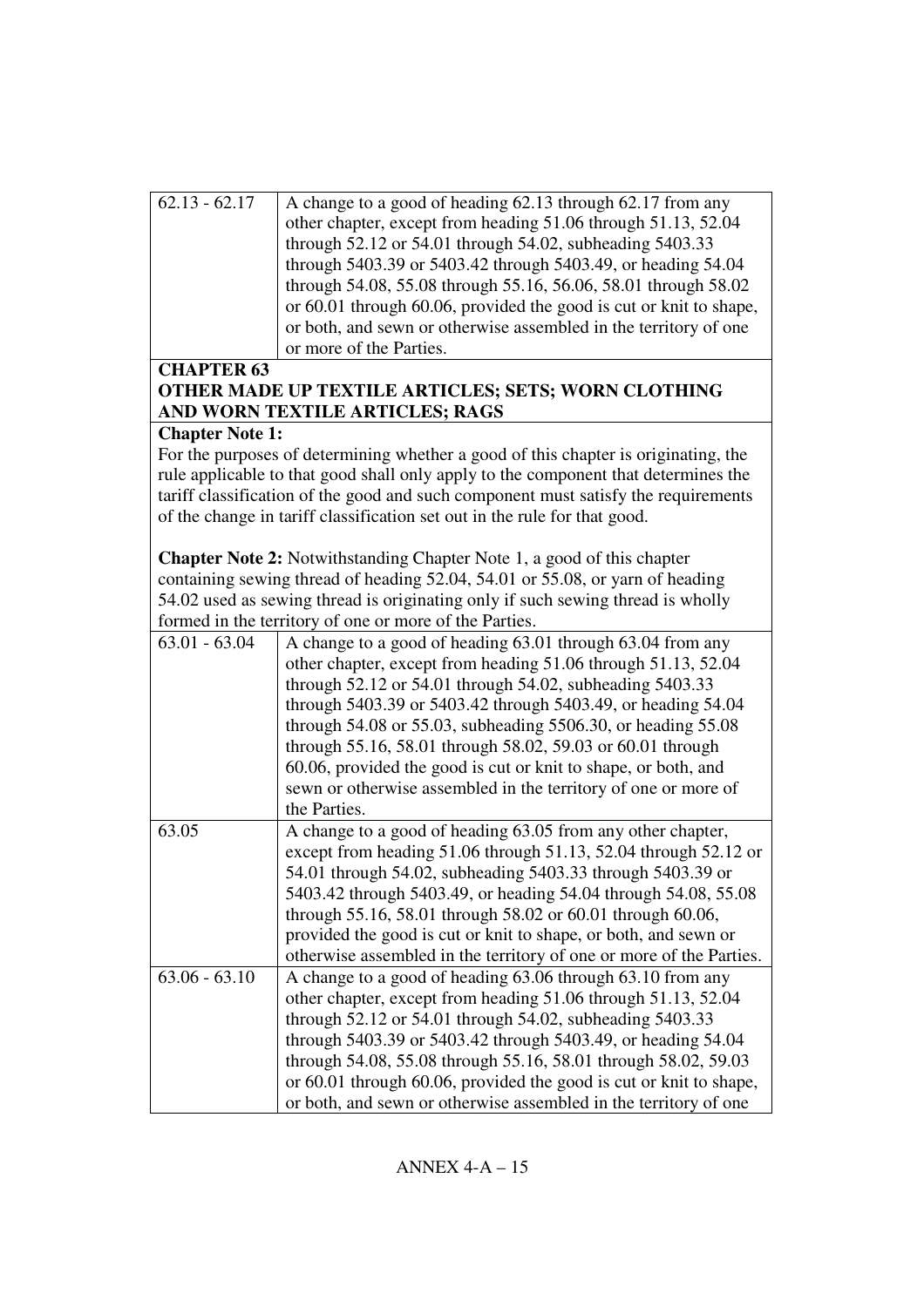| | |
|---|---|
| 62.13 - 62.17 | A change to a good of heading 62.13 through 62.17 from any other chapter, except from heading 51.06 through 51.13, 52.04 through 52.12 or 54.01 through 54.02, subheading 5403.33 through 5403.39 or 5403.42 through 5403.49, or heading 54.04 through 54.08, 55.08 through 55.16, 56.06, 58.01 through 58.02 or 60.01 through 60.06, provided the good is cut or knit to shape, or both, and sewn or otherwise assembled in the territory of one or more of the Parties. |
| **CHAPTER 63**<br>**OTHER MADE UP TEXTILE ARTICLES; SETS; WORN CLOTHING AND WORN TEXTILE ARTICLES; RAGS** | |
| **Chapter Note 1:**<br>For the purposes of determining whether a good of this chapter is originating, the rule applicable to that good shall only apply to the component that determines the tariff classification of the good and such component must satisfy the requirements of the change in tariff classification set out in the rule for that good.<br><br>**Chapter Note 2:** Notwithstanding Chapter Note 1, a good of this chapter containing sewing thread of heading 52.04, 54.01 or 55.08, or yarn of heading 54.02 used as sewing thread is originating only if such sewing thread is wholly formed in the territory of one or more of the Parties. | |
| 63.01 - 63.04 | A change to a good of heading 63.01 through 63.04 from any other chapter, except from heading 51.06 through 51.13, 52.04 through 52.12 or 54.01 through 54.02, subheading 5403.33 through 5403.39 or 5403.42 through 5403.49, or heading 54.04 through 54.08 or 55.03, subheading 5506.30, or heading 55.08 through 55.16, 58.01 through 58.02, 59.03 or 60.01 through 60.06, provided the good is cut or knit to shape, or both, and sewn or otherwise assembled in the territory of one or more of the Parties. |
| 63.05 | A change to a good of heading 63.05 from any other chapter, except from heading 51.06 through 51.13, 52.04 through 52.12 or 54.01 through 54.02, subheading 5403.33 through 5403.39 or 5403.42 through 5403.49, or heading 54.04 through 54.08, 55.08 through 55.16, 58.01 through 58.02 or 60.01 through 60.06, provided the good is cut or knit to shape, or both, and sewn or otherwise assembled in the territory of one or more of the Parties. |
| 63.06 - 63.10 | A change to a good of heading 63.06 through 63.10 from any other chapter, except from heading 51.06 through 51.13, 52.04 through 52.12 or 54.01 through 54.02, subheading 5403.33 through 5403.39 or 5403.42 through 5403.49, or heading 54.04 through 54.08, 55.08 through 55.16, 58.01 through 58.02, 59.03 or 60.01 through 60.06, provided the good is cut or knit to shape, or both, and sewn or otherwise assembled in the territory of one |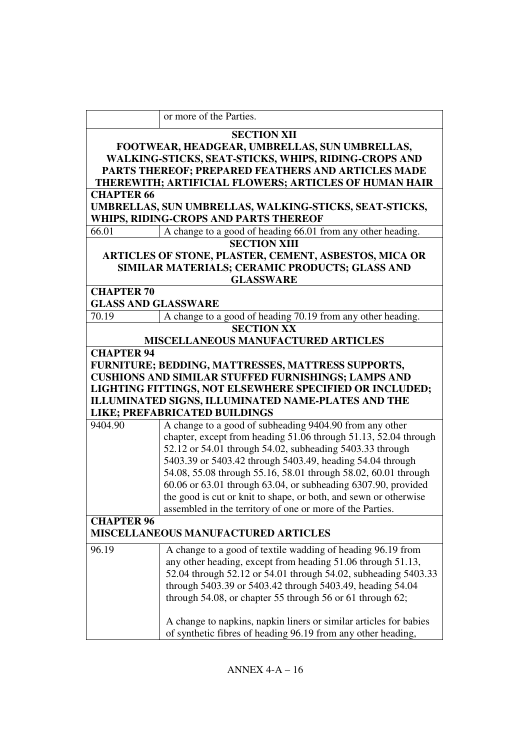| | |
|---|---|
| | or more of the Parties. |
| **SECTION XII**<br>**FOOTWEAR, HEADGEAR, UMBRELLAS, SUN UMBRELLAS, WALKING-STICKS, SEAT-STICKS, WHIPS, RIDING-CROPS AND PARTS THEREOF; PREPARED FEATHERS AND ARTICLES MADE THEREWITH; ARTIFICIAL FLOWERS; ARTICLES OF HUMAN HAIR** | |
| **CHAPTER 66**<br>**UMBRELLAS, SUN UMBRELLAS, WALKING-STICKS, SEAT-STICKS, WHIPS, RIDING-CROPS AND PARTS THEREOF** | |
| 66.01 | A change to a good of heading 66.01 from any other heading. |
| **SECTION XIII**<br>**ARTICLES OF STONE, PLASTER, CEMENT, ASBESTOS, MICA OR SIMILAR MATERIALS; CERAMIC PRODUCTS; GLASS AND GLASSWARE** | |
| **CHAPTER 70**<br>**GLASS AND GLASSWARE** | |
| 70.19 | A change to a good of heading 70.19 from any other heading. |
| **SECTION XX**<br>**MISCELLANEOUS MANUFACTURED ARTICLES** | |
| **CHAPTER 94**<br>**FURNITURE; BEDDING, MATTRESSES, MATTRESS SUPPORTS, CUSHIONS AND SIMILAR STUFFED FURNISHINGS; LAMPS AND LIGHTING FITTINGS, NOT ELSEWHERE SPECIFIED OR INCLUDED; ILLUMINATED SIGNS, ILLUMINATED NAME-PLATES AND THE LIKE; PREFABRICATED BUILDINGS** | |
| 9404.90 | A change to a good of subheading 9404.90 from any other chapter, except from heading 51.06 through 51.13, 52.04 through 52.12 or 54.01 through 54.02, subheading 5403.33 through 5403.39 or 5403.42 through 5403.49, heading 54.04 through 54.08, 55.08 through 55.16, 58.01 through 58.02, 60.01 through 60.06 or 63.01 through 63.04, or subheading 6307.90, provided the good is cut or knit to shape, or both, and sewn or otherwise assembled in the territory of one or more of the Parties. |
| **CHAPTER 96**<br>**MISCELLANEOUS MANUFACTURED ARTICLES** | |
| 96.19 | A change to a good of textile wadding of heading 96.19 from any other heading, except from heading 51.06 through 51.13, 52.04 through 52.12 or 54.01 through 54.02, subheading 5403.33 through 5403.39 or 5403.42 through 5403.49, heading 54.04 through 54.08, or chapter 55 through 56 or 61 through 62;<br><br>A change to napkins, napkin liners or similar articles for babies of synthetic fibres of heading 96.19 from any other heading, |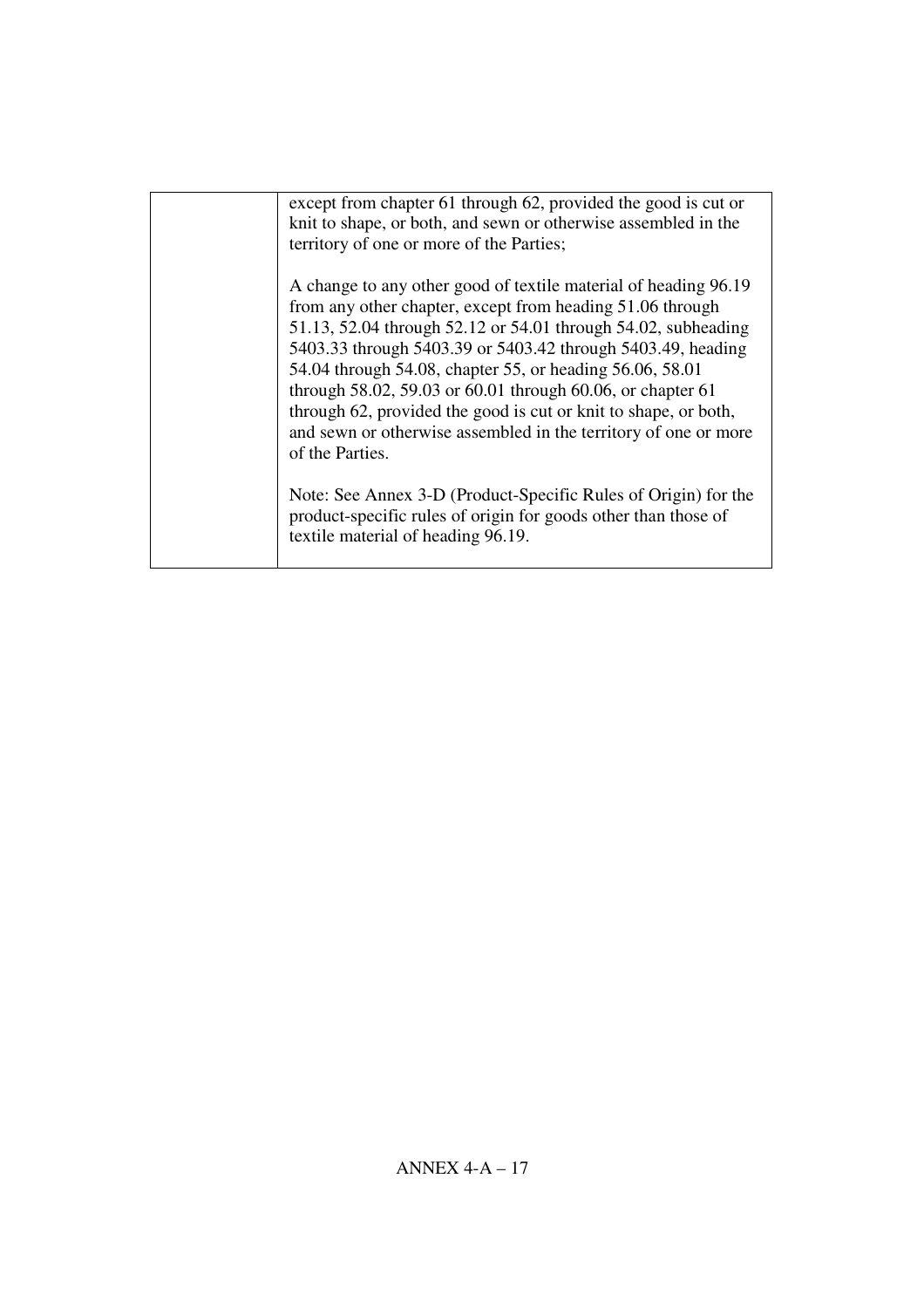| | |
|---|---|
| | except from chapter 61 through 62, provided the good is cut or knit to shape, or both, and sewn or otherwise assembled in the territory of one or more of the Parties;<br><br>A change to any other good of textile material of heading 96.19 from any other chapter, except from heading 51.06 through 51.13, 52.04 through 52.12 or 54.01 through 54.02, subheading 5403.33 through 5403.39 or 5403.42 through 5403.49, heading 54.04 through 54.08, chapter 55, or heading 56.06, 58.01 through 58.02, 59.03 or 60.01 through 60.06, or chapter 61 through 62, provided the good is cut or knit to shape, or both, and sewn or otherwise assembled in the territory of one or more of the Parties.<br><br>Note: See Annex 3-D (Product-Specific Rules of Origin) for the product-specific rules of origin for goods other than those of textile material of heading 96.19. |